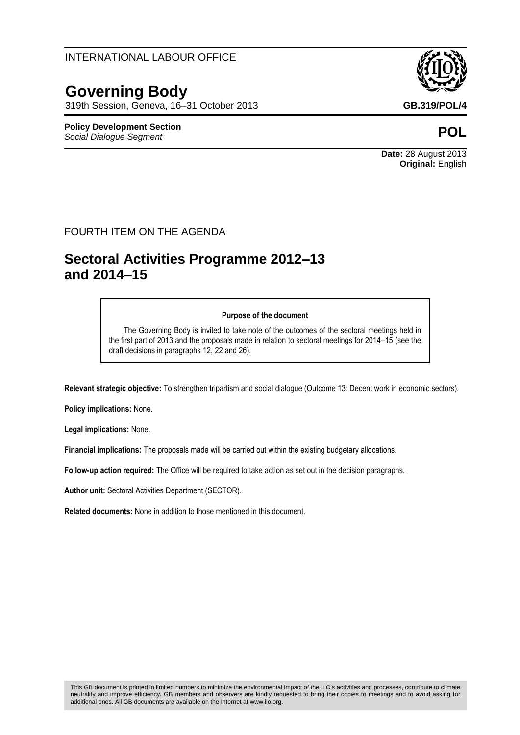INTERNATIONAL LABOUR OFFICE

# Governing Body

319th Session, Geneva, 16–31 October 2013

**GB.319/POL/4**

**Policy Development Section**
*Social Dialogue Segment*

**POL**

**Date:** 28 August 2013
**Original:** English

FOURTH ITEM ON THE AGENDA

## Sectoral Activities Programme 2012–13 and 2014–15

**Purpose of the document**

The Governing Body is invited to take note of the outcomes of the sectoral meetings held in the first part of 2013 and the proposals made in relation to sectoral meetings for 2014–15 (see the draft decisions in paragraphs 12, 22 and 26).

**Relevant strategic objective:** To strengthen tripartism and social dialogue (Outcome 13: Decent work in economic sectors).

**Policy implications:** None.

**Legal implications:** None.

**Financial implications:** The proposals made will be carried out within the existing budgetary allocations.

**Follow-up action required:** The Office will be required to take action as set out in the decision paragraphs.

**Author unit:** Sectoral Activities Department (SECTOR).

**Related documents:** None in addition to those mentioned in this document.

This GB document is printed in limited numbers to minimize the environmental impact of the ILO's activities and processes, contribute to climate neutrality and improve efficiency. GB members and observers are kindly requested to bring their copies to meetings and to avoid asking for additional ones. All GB documents are available on the Internet at www.ilo.org.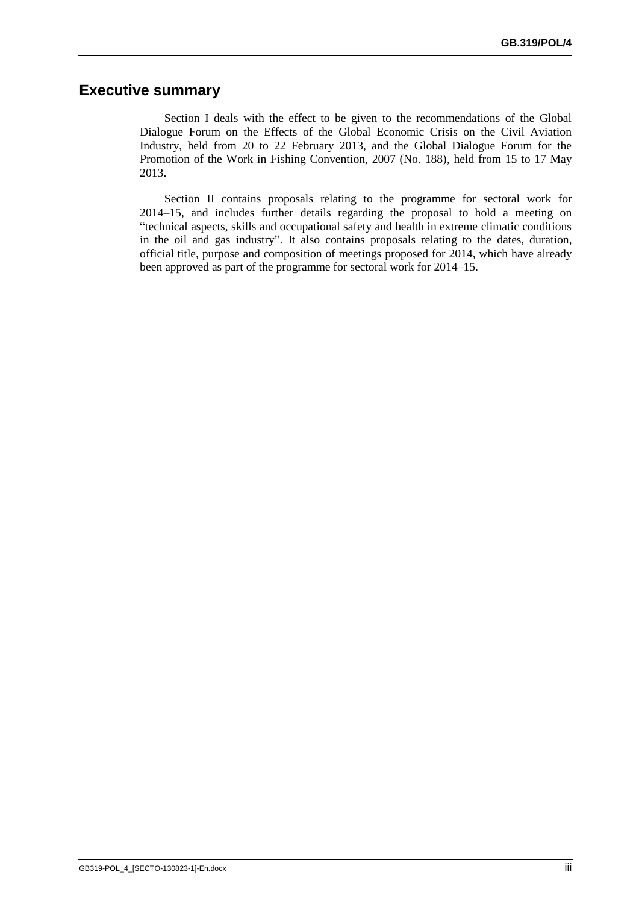## Executive summary

Section I deals with the effect to be given to the recommendations of the Global Dialogue Forum on the Effects of the Global Economic Crisis on the Civil Aviation Industry, held from 20 to 22 February 2013, and the Global Dialogue Forum for the Promotion of the Work in Fishing Convention, 2007 (No. 188), held from 15 to 17 May 2013.

Section II contains proposals relating to the programme for sectoral work for 2014–15, and includes further details regarding the proposal to hold a meeting on "technical aspects, skills and occupational safety and health in extreme climatic conditions in the oil and gas industry". It also contains proposals relating to the dates, duration, official title, purpose and composition of meetings proposed for 2014, which have already been approved as part of the programme for sectoral work for 2014–15.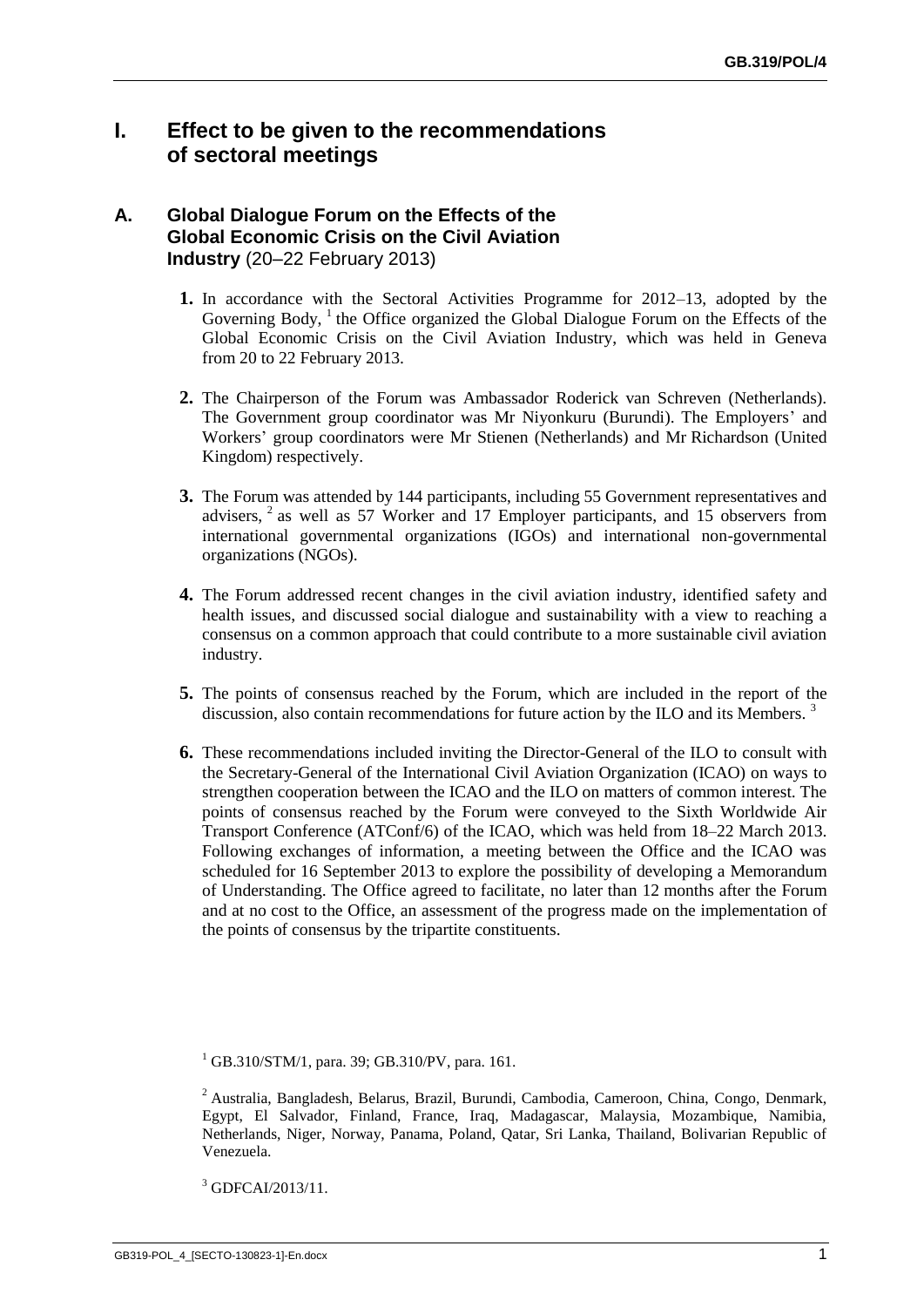# I. Effect to be given to the recommendations of sectoral meetings

## A. Global Dialogue Forum on the Effects of the Global Economic Crisis on the Civil Aviation Industry (20–22 February 2013)

**1.** In accordance with the Sectoral Activities Programme for 2012–13, adopted by the Governing Body, [1] the Office organized the Global Dialogue Forum on the Effects of the Global Economic Crisis on the Civil Aviation Industry, which was held in Geneva from 20 to 22 February 2013.

**2.** The Chairperson of the Forum was Ambassador Roderick van Schreven (Netherlands). The Government group coordinator was Mr Niyonkuru (Burundi). The Employers' and Workers' group coordinators were Mr Stienen (Netherlands) and Mr Richardson (United Kingdom) respectively.

**3.** The Forum was attended by 144 participants, including 55 Government representatives and advisers, [2] as well as 57 Worker and 17 Employer participants, and 15 observers from international governmental organizations (IGOs) and international non-governmental organizations (NGOs).

**4.** The Forum addressed recent changes in the civil aviation industry, identified safety and health issues, and discussed social dialogue and sustainability with a view to reaching a consensus on a common approach that could contribute to a more sustainable civil aviation industry.

**5.** The points of consensus reached by the Forum, which are included in the report of the discussion, also contain recommendations for future action by the ILO and its Members. [3]

**6.** These recommendations included inviting the Director-General of the ILO to consult with the Secretary-General of the International Civil Aviation Organization (ICAO) on ways to strengthen cooperation between the ICAO and the ILO on matters of common interest. The points of consensus reached by the Forum were conveyed to the Sixth Worldwide Air Transport Conference (ATConf/6) of the ICAO, which was held from 18–22 March 2013. Following exchanges of information, a meeting between the Office and the ICAO was scheduled for 16 September 2013 to explore the possibility of developing a Memorandum of Understanding. The Office agreed to facilitate, no later than 12 months after the Forum and at no cost to the Office, an assessment of the progress made on the implementation of the points of consensus by the tripartite constituents.

---

[1] GB.310/STM/1, para. 39; GB.310/PV, para. 161.

[2] Australia, Bangladesh, Belarus, Brazil, Burundi, Cambodia, Cameroon, China, Congo, Denmark, Egypt, El Salvador, Finland, France, Iraq, Madagascar, Malaysia, Mozambique, Namibia, Netherlands, Niger, Norway, Panama, Poland, Qatar, Sri Lanka, Thailand, Bolivarian Republic of Venezuela.

[3] GDFCAI/2013/11.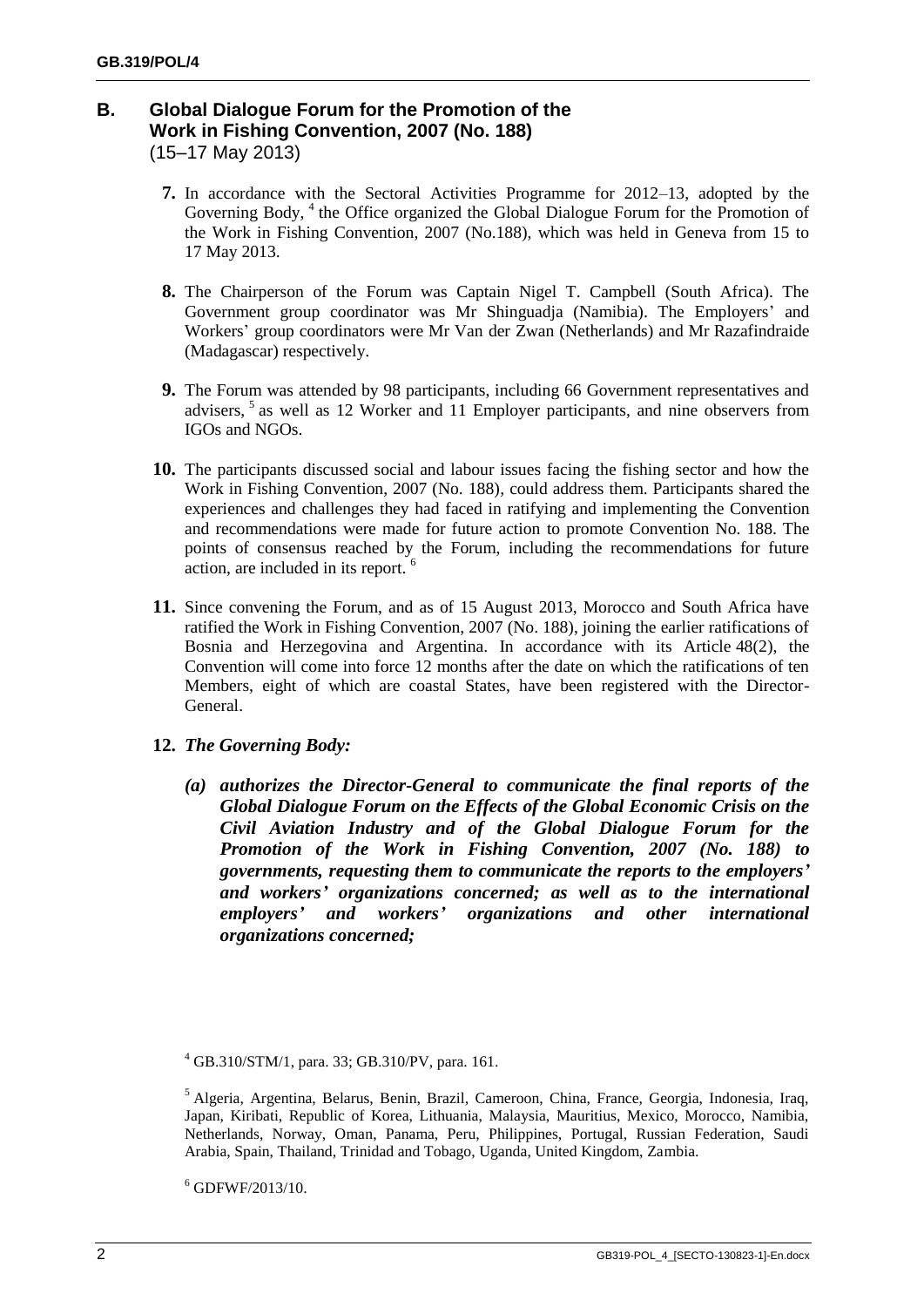## B. Global Dialogue Forum for the Promotion of the Work in Fishing Convention, 2007 (No. 188)

(15–17 May 2013)

**7.** In accordance with the Sectoral Activities Programme for 2012–13, adopted by the Governing Body, [4] the Office organized the Global Dialogue Forum for the Promotion of the Work in Fishing Convention, 2007 (No.188), which was held in Geneva from 15 to 17 May 2013.

**8.** The Chairperson of the Forum was Captain Nigel T. Campbell (South Africa). The Government group coordinator was Mr Shinguadja (Namibia). The Employers' and Workers' group coordinators were Mr Van der Zwan (Netherlands) and Mr Razafindraide (Madagascar) respectively.

**9.** The Forum was attended by 98 participants, including 66 Government representatives and advisers, [5] as well as 12 Worker and 11 Employer participants, and nine observers from IGOs and NGOs.

**10.** The participants discussed social and labour issues facing the fishing sector and how the Work in Fishing Convention, 2007 (No. 188), could address them. Participants shared the experiences and challenges they had faced in ratifying and implementing the Convention and recommendations were made for future action to promote Convention No. 188. The points of consensus reached by the Forum, including the recommendations for future action, are included in its report. [6]

**11.** Since convening the Forum, and as of 15 August 2013, Morocco and South Africa have ratified the Work in Fishing Convention, 2007 (No. 188), joining the earlier ratifications of Bosnia and Herzegovina and Argentina. In accordance with its Article 48(2), the Convention will come into force 12 months after the date on which the ratifications of ten Members, eight of which are coastal States, have been registered with the Director-General.

**12.** ***The Governing Body:***

***(a) authorizes the Director-General to communicate the final reports of the Global Dialogue Forum on the Effects of the Global Economic Crisis on the Civil Aviation Industry and of the Global Dialogue Forum for the Promotion of the Work in Fishing Convention, 2007 (No. 188) to governments, requesting them to communicate the reports to the employers' and workers' organizations concerned; as well as to the international employers' and workers' organizations and other international organizations concerned;***

---

[4] GB.310/STM/1, para. 33; GB.310/PV, para. 161.

[5] Algeria, Argentina, Belarus, Benin, Brazil, Cameroon, China, France, Georgia, Indonesia, Iraq, Japan, Kiribati, Republic of Korea, Lithuania, Malaysia, Mauritius, Mexico, Morocco, Namibia, Netherlands, Norway, Oman, Panama, Peru, Philippines, Portugal, Russian Federation, Saudi Arabia, Spain, Thailand, Trinidad and Tobago, Uganda, United Kingdom, Zambia.

[6] GDFWF/2013/10.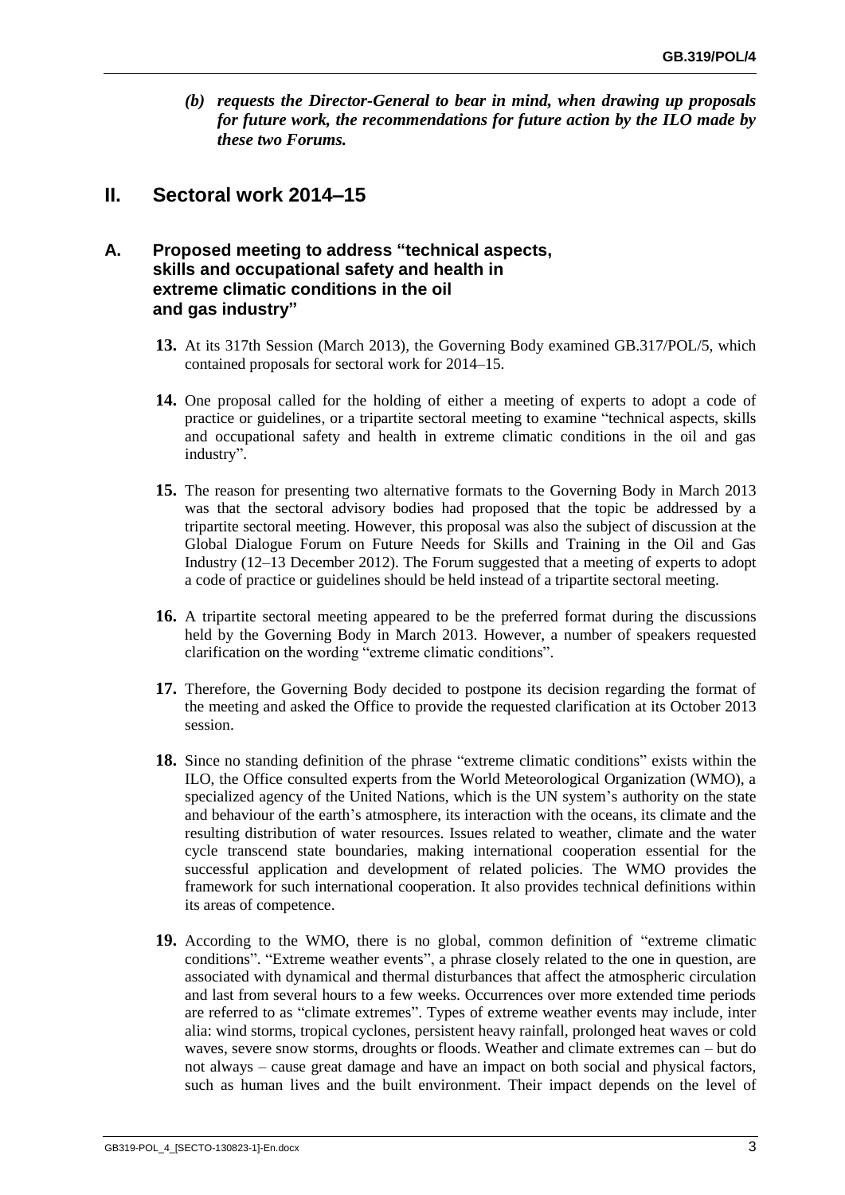*(b) **requests the Director-General to bear in mind, when drawing up proposals for future work, the recommendations for future action by the ILO made by these two Forums.***

# II. Sectoral work 2014–15

## A. Proposed meeting to address "technical aspects, skills and occupational safety and health in extreme climatic conditions in the oil and gas industry"

**13.** At its 317th Session (March 2013), the Governing Body examined GB.317/POL/5, which contained proposals for sectoral work for 2014–15.

**14.** One proposal called for the holding of either a meeting of experts to adopt a code of practice or guidelines, or a tripartite sectoral meeting to examine "technical aspects, skills and occupational safety and health in extreme climatic conditions in the oil and gas industry".

**15.** The reason for presenting two alternative formats to the Governing Body in March 2013 was that the sectoral advisory bodies had proposed that the topic be addressed by a tripartite sectoral meeting. However, this proposal was also the subject of discussion at the Global Dialogue Forum on Future Needs for Skills and Training in the Oil and Gas Industry (12–13 December 2012). The Forum suggested that a meeting of experts to adopt a code of practice or guidelines should be held instead of a tripartite sectoral meeting.

**16.** A tripartite sectoral meeting appeared to be the preferred format during the discussions held by the Governing Body in March 2013. However, a number of speakers requested clarification on the wording "extreme climatic conditions".

**17.** Therefore, the Governing Body decided to postpone its decision regarding the format of the meeting and asked the Office to provide the requested clarification at its October 2013 session.

**18.** Since no standing definition of the phrase "extreme climatic conditions" exists within the ILO, the Office consulted experts from the World Meteorological Organization (WMO), a specialized agency of the United Nations, which is the UN system's authority on the state and behaviour of the earth's atmosphere, its interaction with the oceans, its climate and the resulting distribution of water resources. Issues related to weather, climate and the water cycle transcend state boundaries, making international cooperation essential for the successful application and development of related policies. The WMO provides the framework for such international cooperation. It also provides technical definitions within its areas of competence.

**19.** According to the WMO, there is no global, common definition of "extreme climatic conditions". "Extreme weather events", a phrase closely related to the one in question, are associated with dynamical and thermal disturbances that affect the atmospheric circulation and last from several hours to a few weeks. Occurrences over more extended time periods are referred to as "climate extremes". Types of extreme weather events may include, inter alia: wind storms, tropical cyclones, persistent heavy rainfall, prolonged heat waves or cold waves, severe snow storms, droughts or floods. Weather and climate extremes can – but do not always – cause great damage and have an impact on both social and physical factors, such as human lives and the built environment. Their impact depends on the level of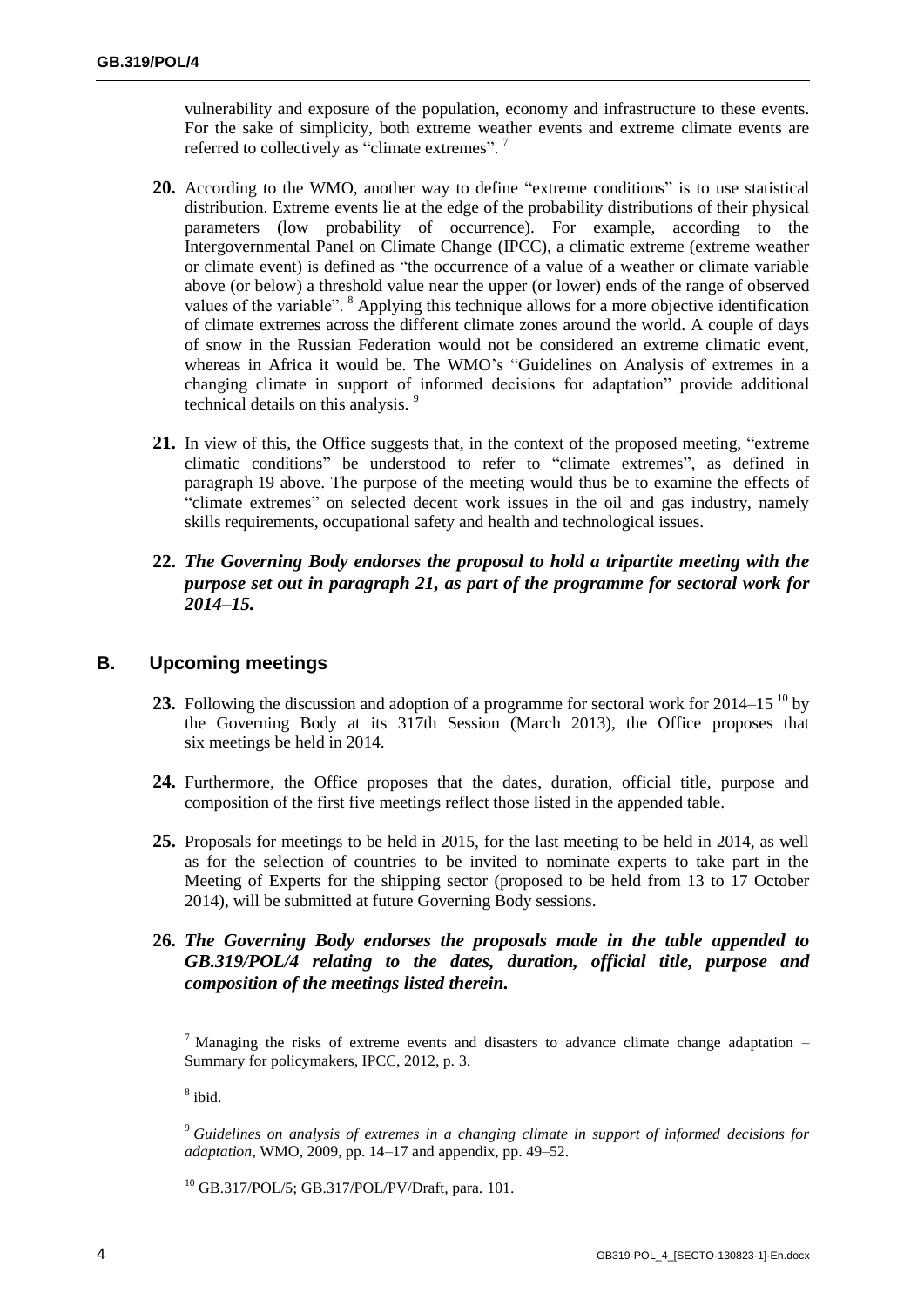vulnerability and exposure of the population, economy and infrastructure to these events. For the sake of simplicity, both extreme weather events and extreme climate events are referred to collectively as "climate extremes". [7]

**20.** According to the WMO, another way to define "extreme conditions" is to use statistical distribution. Extreme events lie at the edge of the probability distributions of their physical parameters (low probability of occurrence). For example, according to the Intergovernmental Panel on Climate Change (IPCC), a climatic extreme (extreme weather or climate event) is defined as "the occurrence of a value of a weather or climate variable above (or below) a threshold value near the upper (or lower) ends of the range of observed values of the variable". [8] Applying this technique allows for a more objective identification of climate extremes across the different climate zones around the world. A couple of days of snow in the Russian Federation would not be considered an extreme climatic event, whereas in Africa it would be. The WMO's "Guidelines on Analysis of extremes in a changing climate in support of informed decisions for adaptation" provide additional technical details on this analysis. [9]

**21.** In view of this, the Office suggests that, in the context of the proposed meeting, "extreme climatic conditions" be understood to refer to "climate extremes", as defined in paragraph 19 above. The purpose of the meeting would thus be to examine the effects of "climate extremes" on selected decent work issues in the oil and gas industry, namely skills requirements, occupational safety and health and technological issues.

**22.** ***The Governing Body endorses the proposal to hold a tripartite meeting with the purpose set out in paragraph 21, as part of the programme for sectoral work for 2014–15.***

## B. Upcoming meetings

**23.** Following the discussion and adoption of a programme for sectoral work for 2014–15 [10] by the Governing Body at its 317th Session (March 2013), the Office proposes that six meetings be held in 2014.

**24.** Furthermore, the Office proposes that the dates, duration, official title, purpose and composition of the first five meetings reflect those listed in the appended table.

**25.** Proposals for meetings to be held in 2015, for the last meeting to be held in 2014, as well as for the selection of countries to be invited to nominate experts to take part in the Meeting of Experts for the shipping sector (proposed to be held from 13 to 17 October 2014), will be submitted at future Governing Body sessions.

**26.** ***The Governing Body endorses the proposals made in the table appended to GB.319/POL/4 relating to the dates, duration, official title, purpose and composition of the meetings listed therein.***

[7] Managing the risks of extreme events and disasters to advance climate change adaptation – Summary for policymakers, IPCC, 2012, p. 3.

[8] ibid.

[9] *Guidelines on analysis of extremes in a changing climate in support of informed decisions for adaptation*, WMO, 2009, pp. 14–17 and appendix, pp. 49–52.

[10] GB.317/POL/5; GB.317/POL/PV/Draft, para. 101.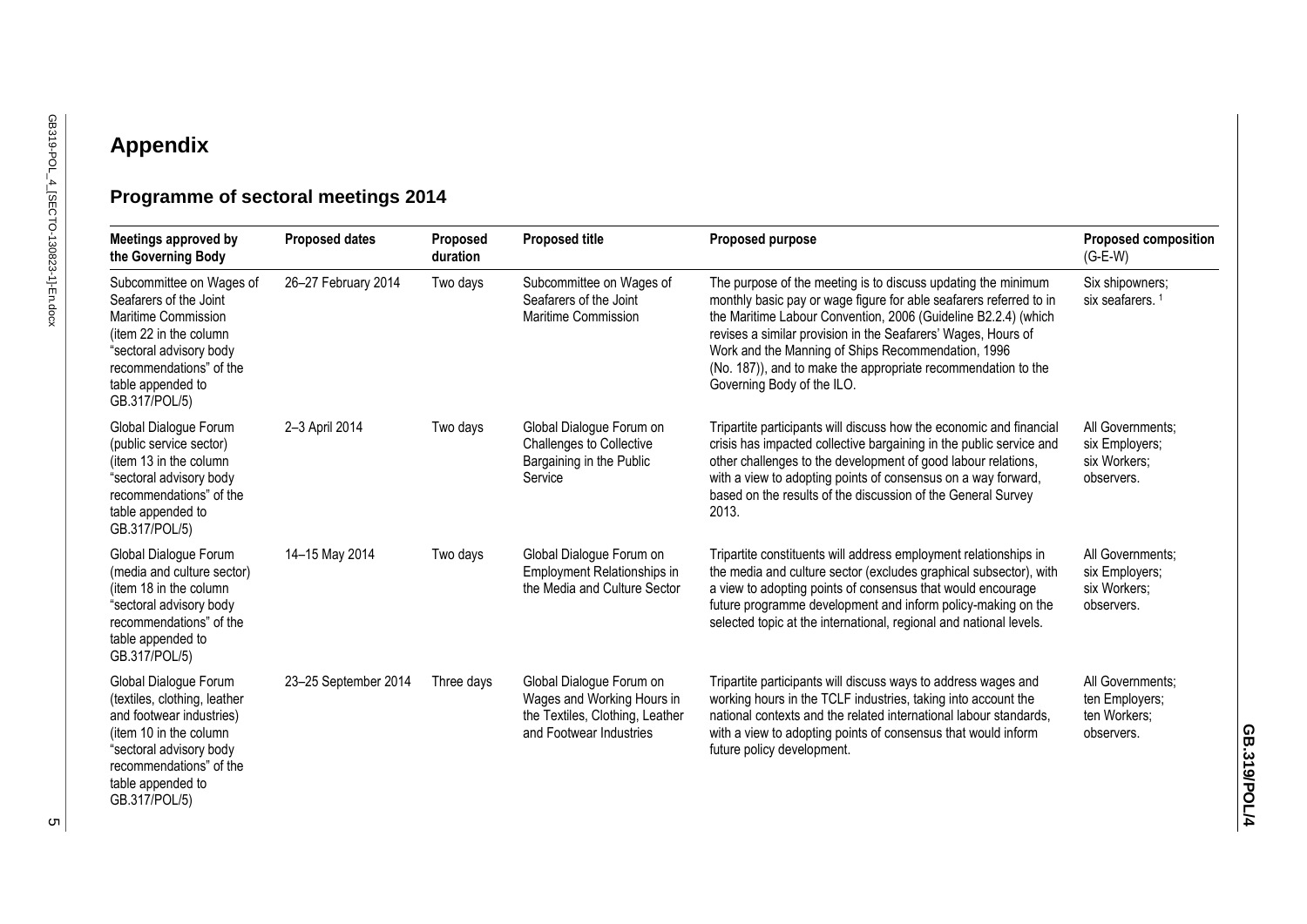# Appendix

## Programme of sectoral meetings 2014

| Meetings approved by the Governing Body | Proposed dates | Proposed duration | Proposed title | Proposed purpose | Proposed composition (G-E-W) |
|---|---|---|---|---|---|
| Subcommittee on Wages of Seafarers of the Joint Maritime Commission (item 22 in the column "sectoral advisory body recommendations" of the table appended to GB.317/POL/5) | 26–27 February 2014 | Two days | Subcommittee on Wages of Seafarers of the Joint Maritime Commission | The purpose of the meeting is to discuss updating the minimum monthly basic pay or wage figure for able seafarers referred to in the Maritime Labour Convention, 2006 (Guideline B2.2.4) (which revises a similar provision in the Seafarers' Wages, Hours of Work and the Manning of Ships Recommendation, 1996 (No. 187)), and to make the appropriate recommendation to the Governing Body of the ILO. | Six shipowners; six seafarers. [1] |
| Global Dialogue Forum (public service sector) (item 13 in the column "sectoral advisory body recommendations" of the table appended to GB.317/POL/5) | 2–3 April 2014 | Two days | Global Dialogue Forum on Challenges to Collective Bargaining in the Public Service | Tripartite participants will discuss how the economic and financial crisis has impacted collective bargaining in the public service and other challenges to the development of good labour relations, with a view to adopting points of consensus on a way forward, based on the results of the discussion of the General Survey 2013. | All Governments; six Employers; six Workers; observers. |
| Global Dialogue Forum (media and culture sector) (item 18 in the column "sectoral advisory body recommendations" of the table appended to GB.317/POL/5) | 14–15 May 2014 | Two days | Global Dialogue Forum on Employment Relationships in the Media and Culture Sector | Tripartite constituents will address employment relationships in the media and culture sector (excludes graphical subsector), with a view to adopting points of consensus that would encourage future programme development and inform policy-making on the selected topic at the international, regional and national levels. | All Governments; six Employers; six Workers; observers. |
| Global Dialogue Forum (textiles, clothing, leather and footwear industries) (item 10 in the column "sectoral advisory body recommendations" of the table appended to GB.317/POL/5) | 23–25 September 2014 | Three days | Global Dialogue Forum on Wages and Working Hours in the Textiles, Clothing, Leather and Footwear Industries | Tripartite participants will discuss ways to address wages and working hours in the TCLF industries, taking into account the national contexts and the related international labour standards, with a view to adopting points of consensus that would inform future policy development. | All Governments; ten Employers; ten Workers; observers. |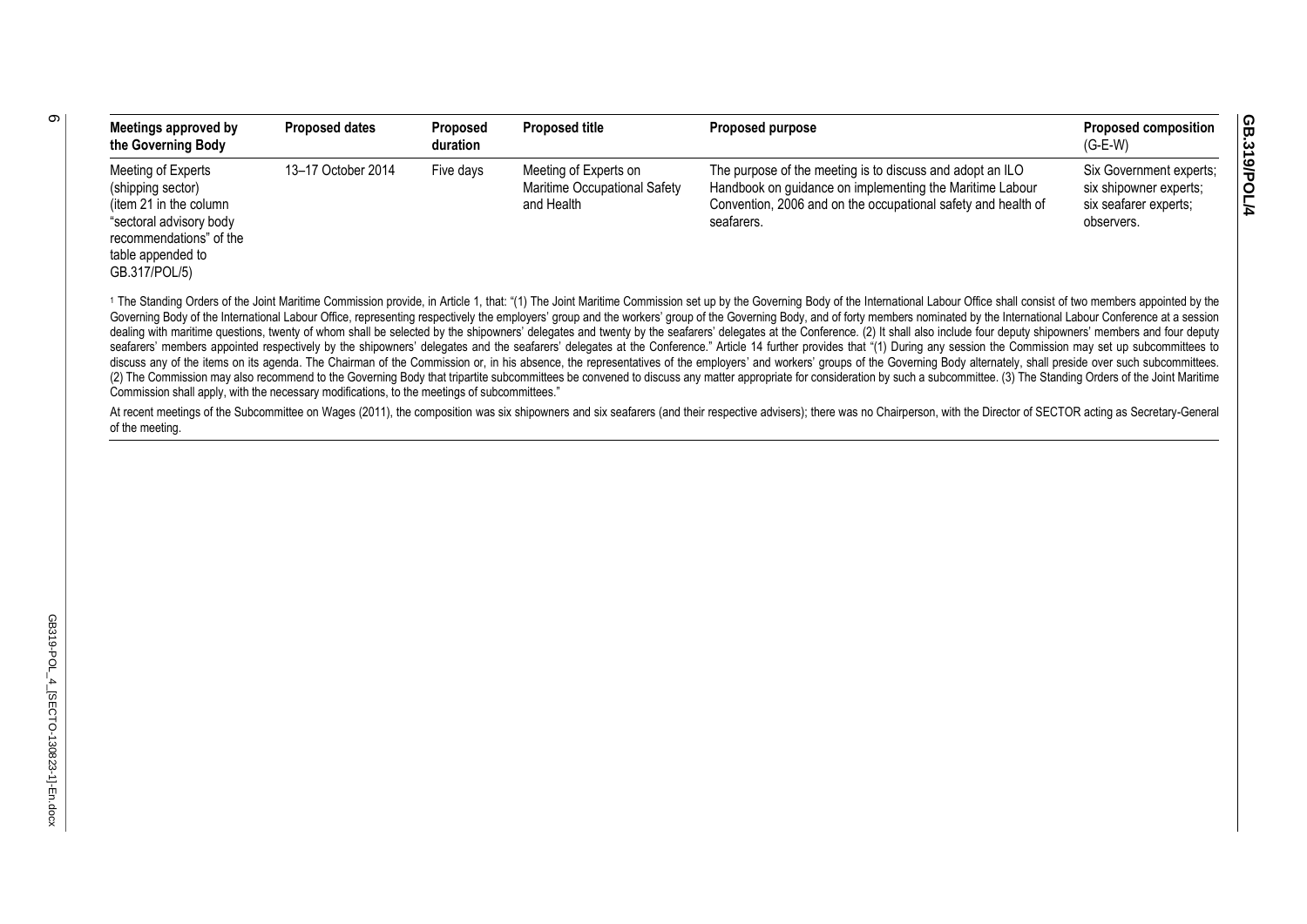| Meetings approved by the Governing Body | Proposed dates | Proposed duration | Proposed title | Proposed purpose | Proposed composition (G-E-W) |
|---|---|---|---|---|---|
| Meeting of Experts (shipping sector) (item 21 in the column "sectoral advisory body recommendations" of the table appended to GB.317/POL/5) | 13–17 October 2014 | Five days | Meeting of Experts on Maritime Occupational Safety and Health | The purpose of the meeting is to discuss and adopt an ILO Handbook on guidance on implementing the Maritime Labour Convention, 2006 and on the occupational safety and health of seafarers. | Six Government experts; six shipowner experts; six seafarer experts; observers. |

[1] The Standing Orders of the Joint Maritime Commission provide, in Article 1, that: "(1) The Joint Maritime Commission set up by the Governing Body of the International Labour Office shall consist of two members appointed by the Governing Body of the International Labour Office, representing respectively the employers' group and the workers' group of the Governing Body, and of forty members nominated by the International Labour Conference at a session dealing with maritime questions, twenty of whom shall be selected by the shipowners' delegates and twenty by the seafarers' delegates at the Conference. (2) It shall also include four deputy shipowners' members and four deputy seafarers' members appointed respectively by the shipowners' delegates and the seafarers' delegates at the Conference." Article 14 further provides that "(1) During any session the Commission may set up subcommittees to discuss any of the items on its agenda. The Chairman of the Commission or, in his absence, the representatives of the employers' and workers' groups of the Governing Body alternately, shall preside over such subcommittees. (2) The Commission may also recommend to the Governing Body that tripartite subcommittees be convened to discuss any matter appropriate for consideration by such a subcommittee. (3) The Standing Orders of the Joint Maritime Commission shall apply, with the necessary modifications, to the meetings of subcommittees."

At recent meetings of the Subcommittee on Wages (2011), the composition was six shipowners and six seafarers (and their respective advisers); there was no Chairperson, with the Director of SECTOR acting as Secretary-General of the meeting.